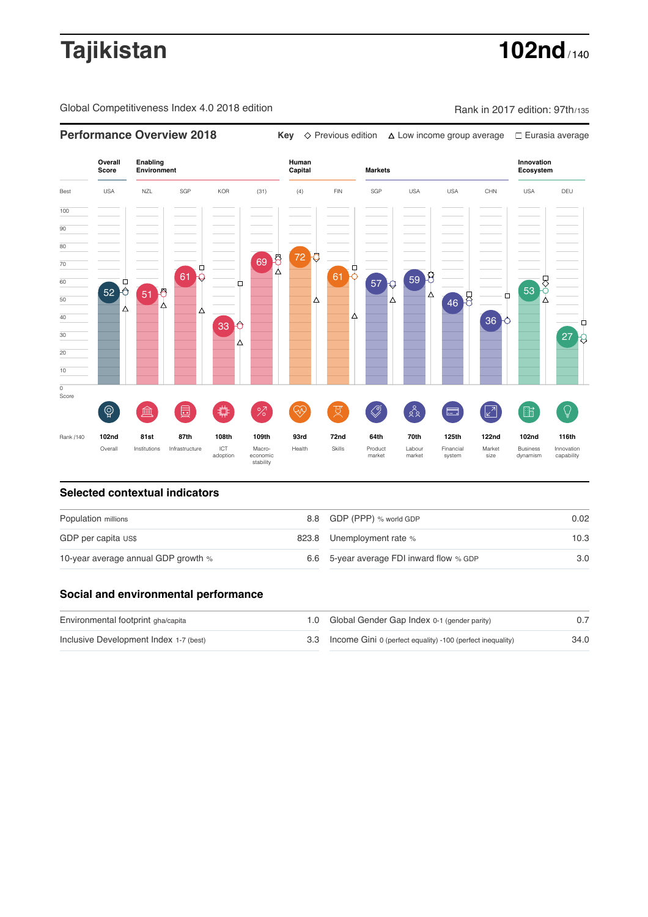# Tajikistan

**102nd** / 140

Global Competitiveness Index 4.0 2018 edition

Rank in 2017 edition: 97th/135

## Performance Overview 2018

Key ◇ Previous edition △ Low income group average □ Eurasia average

| | Overall Score | Enabling Environment | | | | Human Capital | | Markets | | | | Innovation Ecosystem | |
|---|---|---|---|---|---|---|---|---|---|---|---|---|---|
| Best | USA | NZL | SGP | KOR | (31) | (4) | FIN | SGP | USA | USA | CHN | USA | DEU |
| Score | 52 | 51 | 61 | 33 | 69 | 72 | 61 | 57 | 59 | 46 | 36 | 53 | 27 |
| Rank /140 | 102nd | 81st | 87th | 108th | 109th | 93rd | 72nd | 64th | 70th | 125th | 122nd | 102nd | 116th |
| | Overall | Institutions | Infrastructure | ICT adoption | Macro-economic stability | Health | Skills | Product market | Labour market | Financial system | Market size | Business dynamism | Innovation capability |

## Selected contextual indicators

| | | | |
|---|---|---|---|
| Population millions | 8.8 | GDP (PPP) % world GDP | 0.02 |
| GDP per capita US$ | 823.8 | Unemployment rate % | 10.3 |
| 10-year average annual GDP growth % | 6.6 | 5-year average FDI inward flow % GDP | 3.0 |

## Social and environmental performance

| | | | |
|---|---|---|---|
| Environmental footprint gha/capita | 1.0 | Global Gender Gap Index 0-1 (gender parity) | 0.7 |
| Inclusive Development Index 1-7 (best) | 3.3 | Income Gini 0 (perfect equality) -100 (perfect inequality) | 34.0 |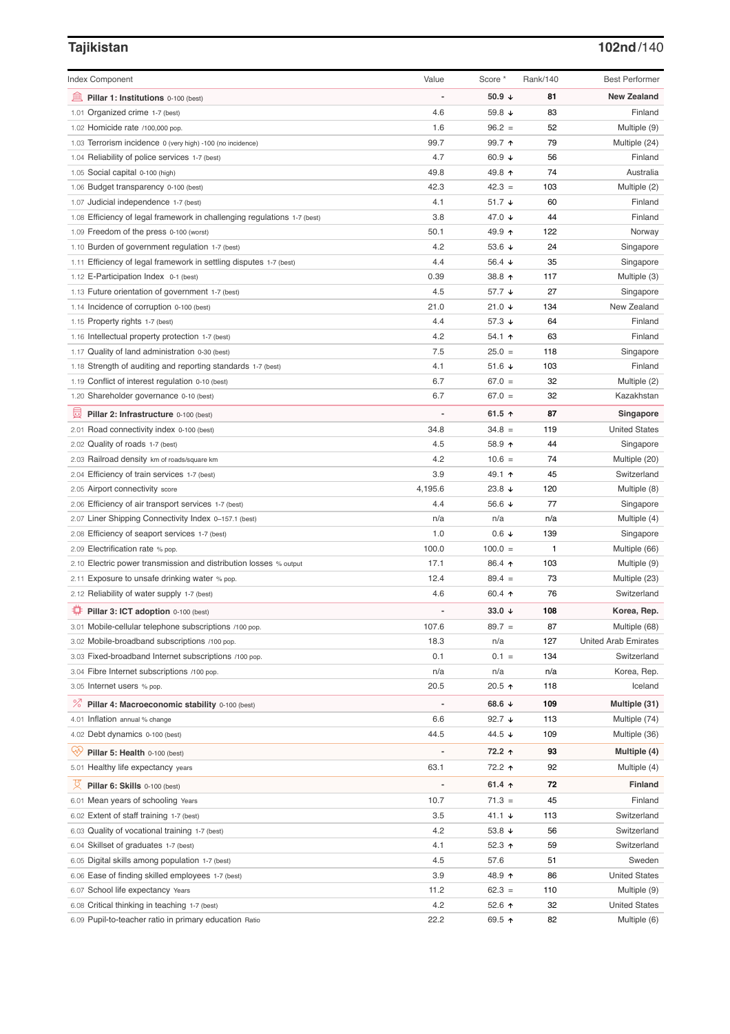## Tajikistan

**102nd**/140

| Index Component | Value | Score * | Rank/140 | Best Performer |
|---|---|---|---|---|
| **Pillar 1: Institutions** 0-100 (best) | - | **50.9 ↓** | **81** | **New Zealand** |
| 1.01 Organized crime 1-7 (best) | 4.6 | 59.8 ↓ | 83 | Finland |
| 1.02 Homicide rate /100,000 pop. | 1.6 | 96.2 = | 52 | Multiple (9) |
| 1.03 Terrorism incidence 0 (very high) -100 (no incidence) | 99.7 | 99.7 ↑ | 79 | Multiple (24) |
| 1.04 Reliability of police services 1-7 (best) | 4.7 | 60.9 ↓ | 56 | Finland |
| 1.05 Social capital 0-100 (high) | 49.8 | 49.8 ↑ | 74 | Australia |
| 1.06 Budget transparency 0-100 (best) | 42.3 | 42.3 = | 103 | Multiple (2) |
| 1.07 Judicial independence 1-7 (best) | 4.1 | 51.7 ↓ | 60 | Finland |
| 1.08 Efficiency of legal framework in challenging regulations 1-7 (best) | 3.8 | 47.0 ↓ | 44 | Finland |
| 1.09 Freedom of the press 0-100 (worst) | 50.1 | 49.9 ↑ | 122 | Norway |
| 1.10 Burden of government regulation 1-7 (best) | 4.2 | 53.6 ↓ | 24 | Singapore |
| 1.11 Efficiency of legal framework in settling disputes 1-7 (best) | 4.4 | 56.4 ↓ | 35 | Singapore |
| 1.12 E-Participation Index 0-1 (best) | 0.39 | 38.8 ↑ | 117 | Multiple (3) |
| 1.13 Future orientation of government 1-7 (best) | 4.5 | 57.7 ↓ | 27 | Singapore |
| 1.14 Incidence of corruption 0-100 (best) | 21.0 | 21.0 ↓ | 134 | New Zealand |
| 1.15 Property rights 1-7 (best) | 4.4 | 57.3 ↓ | 64 | Finland |
| 1.16 Intellectual property protection 1-7 (best) | 4.2 | 54.1 ↑ | 63 | Finland |
| 1.17 Quality of land administration 0-30 (best) | 7.5 | 25.0 = | 118 | Singapore |
| 1.18 Strength of auditing and reporting standards 1-7 (best) | 4.1 | 51.6 ↓ | 103 | Finland |
| 1.19 Conflict of interest regulation 0-10 (best) | 6.7 | 67.0 = | 32 | Multiple (2) |
| 1.20 Shareholder governance 0-10 (best) | 6.7 | 67.0 = | 32 | Kazakhstan |
| **Pillar 2: Infrastructure** 0-100 (best) | - | **61.5 ↑** | **87** | **Singapore** |
| 2.01 Road connectivity index 0-100 (best) | 34.8 | 34.8 = | 119 | United States |
| 2.02 Quality of roads 1-7 (best) | 4.5 | 58.9 ↑ | 44 | Singapore |
| 2.03 Railroad density km of roads/square km | 4.2 | 10.6 = | 74 | Multiple (20) |
| 2.04 Efficiency of train services 1-7 (best) | 3.9 | 49.1 ↑ | 45 | Switzerland |
| 2.05 Airport connectivity score | 4,195.6 | 23.8 ↓ | 120 | Multiple (8) |
| 2.06 Efficiency of air transport services 1-7 (best) | 4.4 | 56.6 ↓ | 77 | Singapore |
| 2.07 Liner Shipping Connectivity Index 0–157.1 (best) | n/a | n/a | n/a | Multiple (4) |
| 2.08 Efficiency of seaport services 1-7 (best) | 1.0 | 0.6 ↓ | 139 | Singapore |
| 2.09 Electrification rate % pop. | 100.0 | 100.0 = | 1 | Multiple (66) |
| 2.10 Electric power transmission and distribution losses % output | 17.1 | 86.4 ↑ | 103 | Multiple (9) |
| 2.11 Exposure to unsafe drinking water % pop. | 12.4 | 89.4 = | 73 | Multiple (23) |
| 2.12 Reliability of water supply 1-7 (best) | 4.6 | 60.4 ↑ | 76 | Switzerland |
| **Pillar 3: ICT adoption** 0-100 (best) | - | **33.0 ↓** | **108** | **Korea, Rep.** |
| 3.01 Mobile-cellular telephone subscriptions /100 pop. | 107.6 | 89.7 = | 87 | Multiple (68) |
| 3.02 Mobile-broadband subscriptions /100 pop. | 18.3 | n/a | 127 | United Arab Emirates |
| 3.03 Fixed-broadband Internet subscriptions /100 pop. | 0.1 | 0.1 = | 134 | Switzerland |
| 3.04 Fibre Internet subscriptions /100 pop. | n/a | n/a | n/a | Korea, Rep. |
| 3.05 Internet users % pop. | 20.5 | 20.5 ↑ | 118 | Iceland |
| **Pillar 4: Macroeconomic stability** 0-100 (best) | - | **68.6 ↓** | **109** | **Multiple (31)** |
| 4.01 Inflation annual % change | 6.6 | 92.7 ↓ | 113 | Multiple (74) |
| 4.02 Debt dynamics 0-100 (best) | 44.5 | 44.5 ↓ | 109 | Multiple (36) |
| **Pillar 5: Health** 0-100 (best) | - | **72.2 ↑** | **93** | **Multiple (4)** |
| 5.01 Healthy life expectancy years | 63.1 | 72.2 ↑ | 92 | Multiple (4) |
| **Pillar 6: Skills** 0-100 (best) | - | **61.4 ↑** | **72** | **Finland** |
| 6.01 Mean years of schooling Years | 10.7 | 71.3 = | 45 | Finland |
| 6.02 Extent of staff training 1-7 (best) | 3.5 | 41.1 ↓ | 113 | Switzerland |
| 6.03 Quality of vocational training 1-7 (best) | 4.2 | 53.8 ↓ | 56 | Switzerland |
| 6.04 Skillset of graduates 1-7 (best) | 4.1 | 52.3 ↑ | 59 | Switzerland |
| 6.05 Digital skills among population 1-7 (best) | 4.5 | 57.6 | 51 | Sweden |
| 6.06 Ease of finding skilled employees 1-7 (best) | 3.9 | 48.9 ↑ | 86 | United States |
| 6.07 School life expectancy Years | 11.2 | 62.3 = | 110 | Multiple (9) |
| 6.08 Critical thinking in teaching 1-7 (best) | 4.2 | 52.6 ↑ | 32 | United States |
| 6.09 Pupil-to-teacher ratio in primary education Ratio | 22.2 | 69.5 ↑ | 82 | Multiple (6) |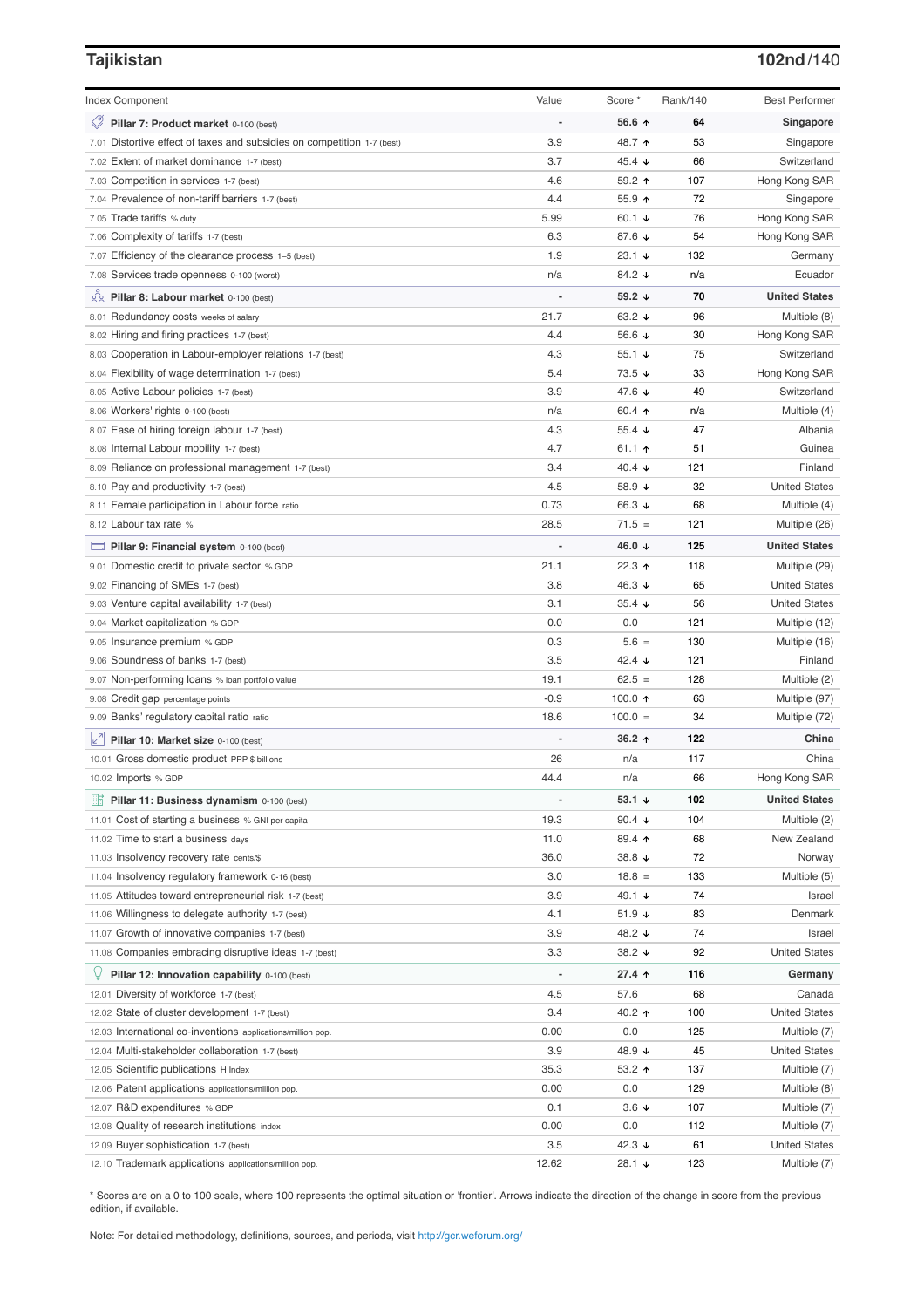## Tajikistan

**102nd**/140

| Index Component | Value | Score * | Rank/140 | Best Performer |
|---|---|---|---|---|
| **Pillar 7: Product market** 0-100 (best) | - | **56.6 ↑** | **64** | **Singapore** |
| 7.01 Distortive effect of taxes and subsidies on competition 1-7 (best) | 3.9 | 48.7 ↑ | 53 | Singapore |
| 7.02 Extent of market dominance 1-7 (best) | 3.7 | 45.4 ↓ | 66 | Switzerland |
| 7.03 Competition in services 1-7 (best) | 4.6 | 59.2 ↑ | 107 | Hong Kong SAR |
| 7.04 Prevalence of non-tariff barriers 1-7 (best) | 4.4 | 55.9 ↑ | 72 | Singapore |
| 7.05 Trade tariffs % duty | 5.99 | 60.1 ↓ | 76 | Hong Kong SAR |
| 7.06 Complexity of tariffs 1-7 (best) | 6.3 | 87.6 ↓ | 54 | Hong Kong SAR |
| 7.07 Efficiency of the clearance process 1–5 (best) | 1.9 | 23.1 ↓ | 132 | Germany |
| 7.08 Services trade openness 0-100 (worst) | n/a | 84.2 ↓ | n/a | Ecuador |
| **Pillar 8: Labour market** 0-100 (best) | - | **59.2 ↓** | **70** | **United States** |
| 8.01 Redundancy costs weeks of salary | 21.7 | 63.2 ↓ | 96 | Multiple (8) |
| 8.02 Hiring and firing practices 1-7 (best) | 4.4 | 56.6 ↓ | 30 | Hong Kong SAR |
| 8.03 Cooperation in Labour-employer relations 1-7 (best) | 4.3 | 55.1 ↓ | 75 | Switzerland |
| 8.04 Flexibility of wage determination 1-7 (best) | 5.4 | 73.5 ↓ | 33 | Hong Kong SAR |
| 8.05 Active Labour policies 1-7 (best) | 3.9 | 47.6 ↓ | 49 | Switzerland |
| 8.06 Workers' rights 0-100 (best) | n/a | 60.4 ↑ | n/a | Multiple (4) |
| 8.07 Ease of hiring foreign labour 1-7 (best) | 4.3 | 55.4 ↓ | 47 | Albania |
| 8.08 Internal Labour mobility 1-7 (best) | 4.7 | 61.1 ↑ | 51 | Guinea |
| 8.09 Reliance on professional management 1-7 (best) | 3.4 | 40.4 ↓ | 121 | Finland |
| 8.10 Pay and productivity 1-7 (best) | 4.5 | 58.9 ↓ | 32 | United States |
| 8.11 Female participation in Labour force ratio | 0.73 | 66.3 ↓ | 68 | Multiple (4) |
| 8.12 Labour tax rate % | 28.5 | 71.5 = | 121 | Multiple (26) |
| **Pillar 9: Financial system** 0-100 (best) | - | **46.0 ↓** | **125** | **United States** |
| 9.01 Domestic credit to private sector % GDP | 21.1 | 22.3 ↑ | 118 | Multiple (29) |
| 9.02 Financing of SMEs 1-7 (best) | 3.8 | 46.3 ↓ | 65 | United States |
| 9.03 Venture capital availability 1-7 (best) | 3.1 | 35.4 ↓ | 56 | United States |
| 9.04 Market capitalization % GDP | 0.0 | 0.0 | 121 | Multiple (12) |
| 9.05 Insurance premium % GDP | 0.3 | 5.6 = | 130 | Multiple (16) |
| 9.06 Soundness of banks 1-7 (best) | 3.5 | 42.4 ↓ | 121 | Finland |
| 9.07 Non-performing loans % loan portfolio value | 19.1 | 62.5 = | 128 | Multiple (2) |
| 9.08 Credit gap percentage points | -0.9 | 100.0 ↑ | 63 | Multiple (97) |
| 9.09 Banks' regulatory capital ratio ratio | 18.6 | 100.0 = | 34 | Multiple (72) |
| **Pillar 10: Market size** 0-100 (best) | - | **36.2 ↑** | **122** | **China** |
| 10.01 Gross domestic product PPP $ billions | 26 | n/a | 117 | China |
| 10.02 Imports % GDP | 44.4 | n/a | 66 | Hong Kong SAR |
| **Pillar 11: Business dynamism** 0-100 (best) | - | **53.1 ↓** | **102** | **United States** |
| 11.01 Cost of starting a business % GNI per capita | 19.3 | 90.4 ↓ | 104 | Multiple (2) |
| 11.02 Time to start a business days | 11.0 | 89.4 ↑ | 68 | New Zealand |
| 11.03 Insolvency recovery rate cents/$ | 36.0 | 38.8 ↓ | 72 | Norway |
| 11.04 Insolvency regulatory framework 0-16 (best) | 3.0 | 18.8 = | 133 | Multiple (5) |
| 11.05 Attitudes toward entrepreneurial risk 1-7 (best) | 3.9 | 49.1 ↓ | 74 | Israel |
| 11.06 Willingness to delegate authority 1-7 (best) | 4.1 | 51.9 ↓ | 83 | Denmark |
| 11.07 Growth of innovative companies 1-7 (best) | 3.9 | 48.2 ↓ | 74 | Israel |
| 11.08 Companies embracing disruptive ideas 1-7 (best) | 3.3 | 38.2 ↓ | 92 | United States |
| **Pillar 12: Innovation capability** 0-100 (best) | - | **27.4 ↑** | **116** | **Germany** |
| 12.01 Diversity of workforce 1-7 (best) | 4.5 | 57.6 | 68 | Canada |
| 12.02 State of cluster development 1-7 (best) | 3.4 | 40.2 ↑ | 100 | United States |
| 12.03 International co-inventions applications/million pop. | 0.00 | 0.0 | 125 | Multiple (7) |
| 12.04 Multi-stakeholder collaboration 1-7 (best) | 3.9 | 48.9 ↓ | 45 | United States |
| 12.05 Scientific publications H Index | 35.3 | 53.2 ↑ | 137 | Multiple (7) |
| 12.06 Patent applications applications/million pop. | 0.00 | 0.0 | 129 | Multiple (8) |
| 12.07 R&D expenditures % GDP | 0.1 | 3.6 ↓ | 107 | Multiple (7) |
| 12.08 Quality of research institutions index | 0.00 | 0.0 | 112 | Multiple (7) |
| 12.09 Buyer sophistication 1-7 (best) | 3.5 | 42.3 ↓ | 61 | United States |
| 12.10 Trademark applications applications/million pop. | 12.62 | 28.1 ↓ | 123 | Multiple (7) |

* Scores are on a 0 to 100 scale, where 100 represents the optimal situation or 'frontier'. Arrows indicate the direction of the change in score from the previous edition, if available.

Note: For detailed methodology, definitions, sources, and periods, visit http://gcr.weforum.org/